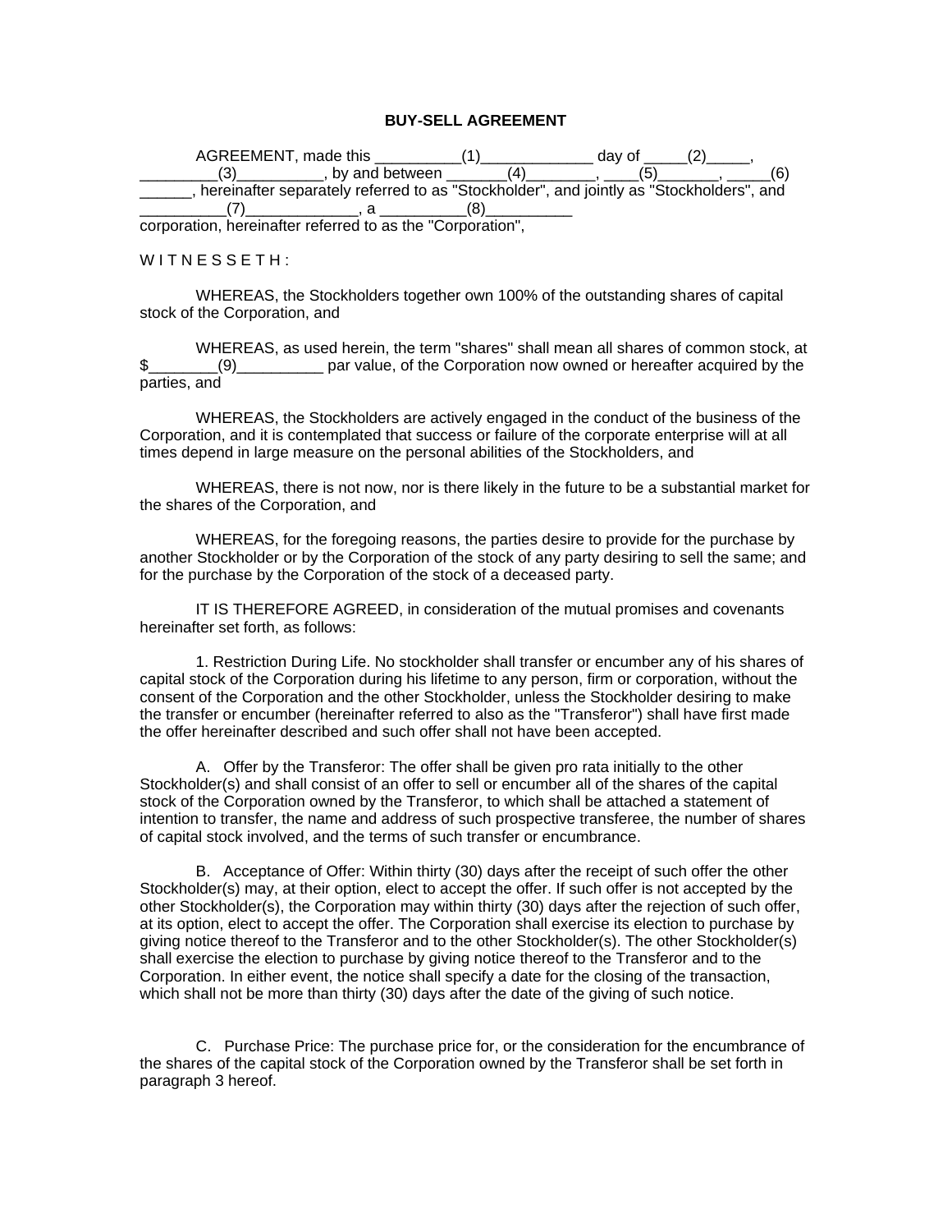# BUY-SELL AGREEMENT

AGREEMENT, made this __________(1)_____________ day of _____(2)_____, _________(3)__________, by and between _______(4)________, ____(5)_______, _____(6) ______, hereinafter separately referred to as "Stockholder", and jointly as "Stockholders", and __________(7)_____________, a __________(8)__________ corporation, hereinafter referred to as the "Corporation",

W I T N E S S E T H :

WHEREAS, the Stockholders together own 100% of the outstanding shares of capital stock of the Corporation, and

WHEREAS, as used herein, the term "shares" shall mean all shares of common stock, at $________(9)__________ par value, of the Corporation now owned or hereafter acquired by the parties, and

WHEREAS, the Stockholders are actively engaged in the conduct of the business of the Corporation, and it is contemplated that success or failure of the corporate enterprise will at all times depend in large measure on the personal abilities of the Stockholders, and

WHEREAS, there is not now, nor is there likely in the future to be a substantial market for the shares of the Corporation, and

WHEREAS, for the foregoing reasons, the parties desire to provide for the purchase by another Stockholder or by the Corporation of the stock of any party desiring to sell the same; and for the purchase by the Corporation of the stock of a deceased party.

IT IS THEREFORE AGREED, in consideration of the mutual promises and covenants hereinafter set forth, as follows:

1. Restriction During Life. No stockholder shall transfer or encumber any of his shares of capital stock of the Corporation during his lifetime to any person, firm or corporation, without the consent of the Corporation and the other Stockholder, unless the Stockholder desiring to make the transfer or encumber (hereinafter referred to also as the "Transferor") shall have first made the offer hereinafter described and such offer shall not have been accepted.

A. Offer by the Transferor: The offer shall be given pro rata initially to the other Stockholder(s) and shall consist of an offer to sell or encumber all of the shares of the capital stock of the Corporation owned by the Transferor, to which shall be attached a statement of intention to transfer, the name and address of such prospective transferee, the number of shares of capital stock involved, and the terms of such transfer or encumbrance.

B. Acceptance of Offer: Within thirty (30) days after the receipt of such offer the other Stockholder(s) may, at their option, elect to accept the offer. If such offer is not accepted by the other Stockholder(s), the Corporation may within thirty (30) days after the rejection of such offer, at its option, elect to accept the offer. The Corporation shall exercise its election to purchase by giving notice thereof to the Transferor and to the other Stockholder(s). The other Stockholder(s) shall exercise the election to purchase by giving notice thereof to the Transferor and to the Corporation. In either event, the notice shall specify a date for the closing of the transaction, which shall not be more than thirty (30) days after the date of the giving of such notice.

C. Purchase Price: The purchase price for, or the consideration for the encumbrance of the shares of the capital stock of the Corporation owned by the Transferor shall be set forth in paragraph 3 hereof.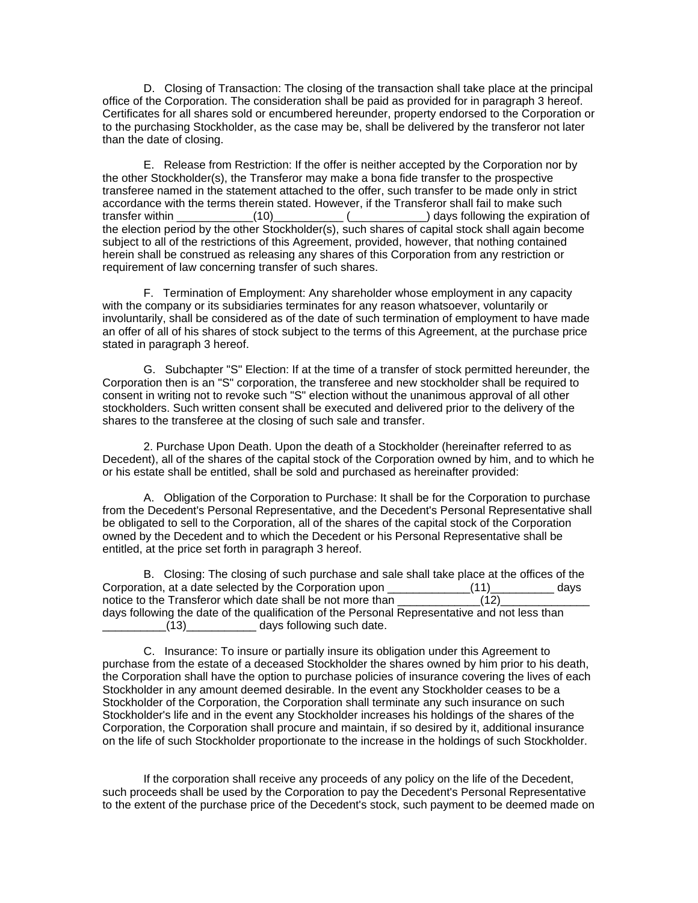D. Closing of Transaction: The closing of the transaction shall take place at the principal office of the Corporation. The consideration shall be paid as provided for in paragraph 3 hereof. Certificates for all shares sold or encumbered hereunder, property endorsed to the Corporation or to the purchasing Stockholder, as the case may be, shall be delivered by the transferor not later than the date of closing.

E. Release from Restriction: If the offer is neither accepted by the Corporation nor by the other Stockholder(s), the Transferor may make a bona fide transfer to the prospective transferee named in the statement attached to the offer, such transfer to be made only in strict accordance with the terms therein stated. However, if the Transferor shall fail to make such transfer within ____________(10)___________ (____________) days following the expiration of the election period by the other Stockholder(s), such shares of capital stock shall again become subject to all of the restrictions of this Agreement, provided, however, that nothing contained herein shall be construed as releasing any shares of this Corporation from any restriction or requirement of law concerning transfer of such shares.

F. Termination of Employment: Any shareholder whose employment in any capacity with the company or its subsidiaries terminates for any reason whatsoever, voluntarily or involuntarily, shall be considered as of the date of such termination of employment to have made an offer of all of his shares of stock subject to the terms of this Agreement, at the purchase price stated in paragraph 3 hereof.

G. Subchapter "S" Election: If at the time of a transfer of stock permitted hereunder, the Corporation then is an "S" corporation, the transferee and new stockholder shall be required to consent in writing not to revoke such "S" election without the unanimous approval of all other stockholders. Such written consent shall be executed and delivered prior to the delivery of the shares to the transferee at the closing of such sale and transfer.

2. Purchase Upon Death. Upon the death of a Stockholder (hereinafter referred to as Decedent), all of the shares of the capital stock of the Corporation owned by him, and to which he or his estate shall be entitled, shall be sold and purchased as hereinafter provided:

A. Obligation of the Corporation to Purchase: It shall be for the Corporation to purchase from the Decedent's Personal Representative, and the Decedent's Personal Representative shall be obligated to sell to the Corporation, all of the shares of the capital stock of the Corporation owned by the Decedent and to which the Decedent or his Personal Representative shall be entitled, at the price set forth in paragraph 3 hereof.

B. Closing: The closing of such purchase and sale shall take place at the offices of the Corporation, at a date selected by the Corporation upon _____________(11)__________ days notice to the Transferor which date shall be not more than _____________(12)______________ days following the date of the qualification of the Personal Representative and not less than __________(13)___________ days following such date.

C. Insurance: To insure or partially insure its obligation under this Agreement to purchase from the estate of a deceased Stockholder the shares owned by him prior to his death, the Corporation shall have the option to purchase policies of insurance covering the lives of each Stockholder in any amount deemed desirable. In the event any Stockholder ceases to be a Stockholder of the Corporation, the Corporation shall terminate any such insurance on such Stockholder's life and in the event any Stockholder increases his holdings of the shares of the Corporation, the Corporation shall procure and maintain, if so desired by it, additional insurance on the life of such Stockholder proportionate to the increase in the holdings of such Stockholder.

If the corporation shall receive any proceeds of any policy on the life of the Decedent, such proceeds shall be used by the Corporation to pay the Decedent's Personal Representative to the extent of the purchase price of the Decedent's stock, such payment to be deemed made on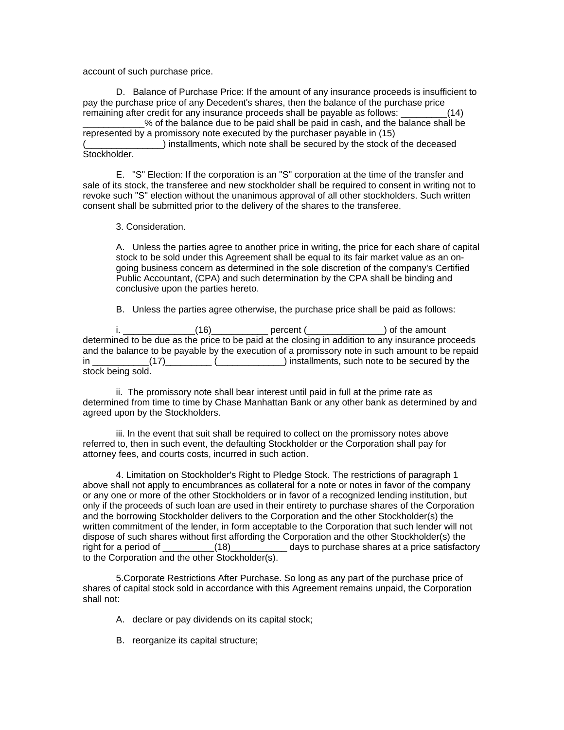account of such purchase price.

D. Balance of Purchase Price: If the amount of any insurance proceeds is insufficient to pay the purchase price of any Decedent's shares, then the balance of the purchase price remaining after credit for any insurance proceeds shall be payable as follows: _________(14) ____________% of the balance due to be paid shall be paid in cash, and the balance shall be represented by a promissory note executed by the purchaser payable in (15) (_______________) installments, which note shall be secured by the stock of the deceased Stockholder.

E. "S" Election: If the corporation is an "S" corporation at the time of the transfer and sale of its stock, the transferee and new stockholder shall be required to consent in writing not to revoke such "S" election without the unanimous approval of all other stockholders. Such written consent shall be submitted prior to the delivery of the shares to the transferee.

3. Consideration.

A. Unless the parties agree to another price in writing, the price for each share of capital stock to be sold under this Agreement shall be equal to its fair market value as an on-going business concern as determined in the sole discretion of the company's Certified Public Accountant, (CPA) and such determination by the CPA shall be binding and conclusive upon the parties hereto.

B. Unless the parties agree otherwise, the purchase price shall be paid as follows:

i. ______________(16)___________ percent (_______________) of the amount determined to be due as the price to be paid at the closing in addition to any insurance proceeds and the balance to be payable by the execution of a promissory note in such amount to be repaid in ___________(17)_________ (_____________) installments, such note to be secured by the stock being sold.

ii. The promissory note shall bear interest until paid in full at the prime rate as determined from time to time by Chase Manhattan Bank or any other bank as determined by and agreed upon by the Stockholders.

iii. In the event that suit shall be required to collect on the promissory notes above referred to, then in such event, the defaulting Stockholder or the Corporation shall pay for attorney fees, and courts costs, incurred in such action.

4. Limitation on Stockholder's Right to Pledge Stock. The restrictions of paragraph 1 above shall not apply to encumbrances as collateral for a note or notes in favor of the company or any one or more of the other Stockholders or in favor of a recognized lending institution, but only if the proceeds of such loan are used in their entirety to purchase shares of the Corporation and the borrowing Stockholder delivers to the Corporation and the other Stockholder(s) the written commitment of the lender, in form acceptable to the Corporation that such lender will not dispose of such shares without first affording the Corporation and the other Stockholder(s) the right for a period of __________(18)___________ days to purchase shares at a price satisfactory to the Corporation and the other Stockholder(s).

5.Corporate Restrictions After Purchase. So long as any part of the purchase price of shares of capital stock sold in accordance with this Agreement remains unpaid, the Corporation shall not:

A. declare or pay dividends on its capital stock;

B. reorganize its capital structure;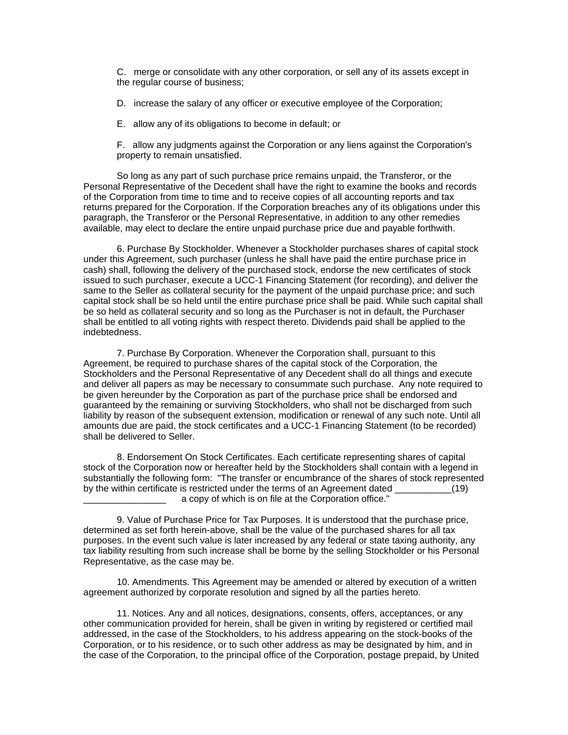C. merge or consolidate with any other corporation, or sell any of its assets except in the regular course of business;

D. increase the salary of any officer or executive employee of the Corporation;

E. allow any of its obligations to become in default; or

F. allow any judgments against the Corporation or any liens against the Corporation's property to remain unsatisfied.

So long as any part of such purchase price remains unpaid, the Transferor, or the Personal Representative of the Decedent shall have the right to examine the books and records of the Corporation from time to time and to receive copies of all accounting reports and tax returns prepared for the Corporation. If the Corporation breaches any of its obligations under this paragraph, the Transferor or the Personal Representative, in addition to any other remedies available, may elect to declare the entire unpaid purchase price due and payable forthwith.

6. Purchase By Stockholder. Whenever a Stockholder purchases shares of capital stock under this Agreement, such purchaser (unless he shall have paid the entire purchase price in cash) shall, following the delivery of the purchased stock, endorse the new certificates of stock issued to such purchaser, execute a UCC-1 Financing Statement (for recording), and deliver the same to the Seller as collateral security for the payment of the unpaid purchase price; and such capital stock shall be so held until the entire purchase price shall be paid. While such capital shall be so held as collateral security and so long as the Purchaser is not in default, the Purchaser shall be entitled to all voting rights with respect thereto. Dividends paid shall be applied to the indebtedness.

7. Purchase By Corporation. Whenever the Corporation shall, pursuant to this Agreement, be required to purchase shares of the capital stock of the Corporation, the Stockholders and the Personal Representative of any Decedent shall do all things and execute and deliver all papers as may be necessary to consummate such purchase. Any note required to be given hereunder by the Corporation as part of the purchase price shall be endorsed and guaranteed by the remaining or surviving Stockholders, who shall not be discharged from such liability by reason of the subsequent extension, modification or renewal of any such note. Until all amounts due are paid, the stock certificates and a UCC-1 Financing Statement (to be recorded) shall be delivered to Seller.

8. Endorsement On Stock Certificates. Each certificate representing shares of capital stock of the Corporation now or hereafter held by the Stockholders shall contain with a legend in substantially the following form: "The transfer or encumbrance of the shares of stock represented by the within certificate is restricted under the terms of an Agreement dated ___________(19) ________________ a copy of which is on file at the Corporation office."

9. Value of Purchase Price for Tax Purposes. It is understood that the purchase price, determined as set forth herein-above, shall be the value of the purchased shares for all tax purposes. In the event such value is later increased by any federal or state taxing authority, any tax liability resulting from such increase shall be borne by the selling Stockholder or his Personal Representative, as the case may be.

10. Amendments. This Agreement may be amended or altered by execution of a written agreement authorized by corporate resolution and signed by all the parties hereto.

11. Notices. Any and all notices, designations, consents, offers, acceptances, or any other communication provided for herein, shall be given in writing by registered or certified mail addressed, in the case of the Stockholders, to his address appearing on the stock-books of the Corporation, or to his residence, or to such other address as may be designated by him, and in the case of the Corporation, to the principal office of the Corporation, postage prepaid, by United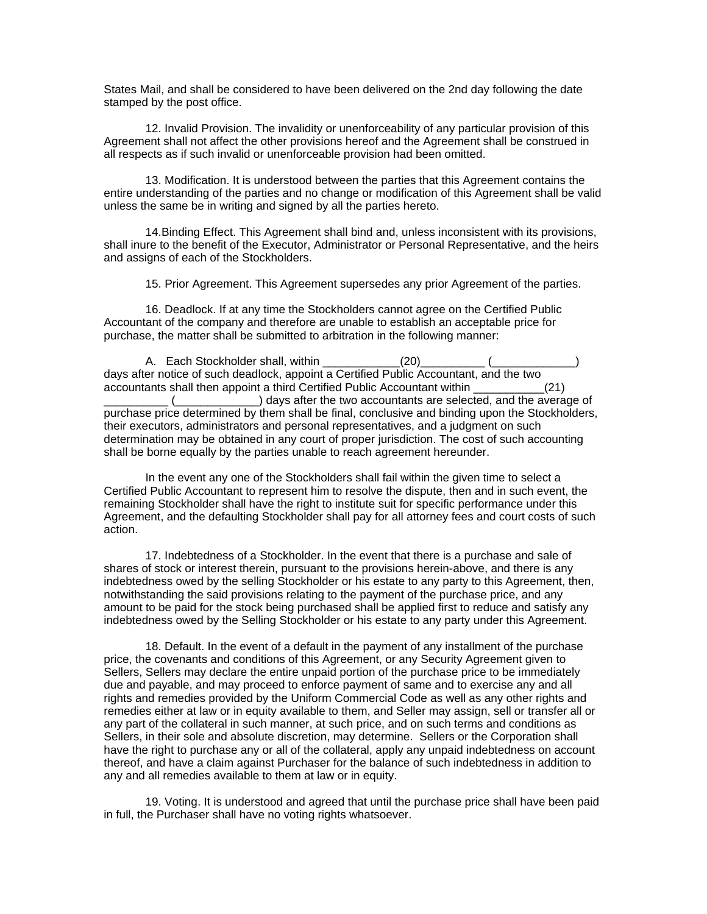States Mail, and shall be considered to have been delivered on the 2nd day following the date stamped by the post office.

12. Invalid Provision. The invalidity or unenforceability of any particular provision of this Agreement shall not affect the other provisions hereof and the Agreement shall be construed in all respects as if such invalid or unenforceable provision had been omitted.

13. Modification. It is understood between the parties that this Agreement contains the entire understanding of the parties and no change or modification of this Agreement shall be valid unless the same be in writing and signed by all the parties hereto.

14.Binding Effect. This Agreement shall bind and, unless inconsistent with its provisions, shall inure to the benefit of the Executor, Administrator or Personal Representative, and the heirs and assigns of each of the Stockholders.

15. Prior Agreement. This Agreement supersedes any prior Agreement of the parties.

16. Deadlock. If at any time the Stockholders cannot agree on the Certified Public Accountant of the company and therefore are unable to establish an acceptable price for purchase, the matter shall be submitted to arbitration in the following manner:

A. Each Stockholder shall, within ____________(20)__________ (_____________) days after notice of such deadlock, appoint a Certified Public Accountant, and the two accountants shall then appoint a third Certified Public Accountant within ___________(21) __________ (_____________) days after the two accountants are selected, and the average of purchase price determined by them shall be final, conclusive and binding upon the Stockholders, their executors, administrators and personal representatives, and a judgment on such determination may be obtained in any court of proper jurisdiction. The cost of such accounting shall be borne equally by the parties unable to reach agreement hereunder.

In the event any one of the Stockholders shall fail within the given time to select a Certified Public Accountant to represent him to resolve the dispute, then and in such event, the remaining Stockholder shall have the right to institute suit for specific performance under this Agreement, and the defaulting Stockholder shall pay for all attorney fees and court costs of such action.

17. Indebtedness of a Stockholder. In the event that there is a purchase and sale of shares of stock or interest therein, pursuant to the provisions herein-above, and there is any indebtedness owed by the selling Stockholder or his estate to any party to this Agreement, then, notwithstanding the said provisions relating to the payment of the purchase price, and any amount to be paid for the stock being purchased shall be applied first to reduce and satisfy any indebtedness owed by the Selling Stockholder or his estate to any party under this Agreement.

18. Default. In the event of a default in the payment of any installment of the purchase price, the covenants and conditions of this Agreement, or any Security Agreement given to Sellers, Sellers may declare the entire unpaid portion of the purchase price to be immediately due and payable, and may proceed to enforce payment of same and to exercise any and all rights and remedies provided by the Uniform Commercial Code as well as any other rights and remedies either at law or in equity available to them, and Seller may assign, sell or transfer all or any part of the collateral in such manner, at such price, and on such terms and conditions as Sellers, in their sole and absolute discretion, may determine. Sellers or the Corporation shall have the right to purchase any or all of the collateral, apply any unpaid indebtedness on account thereof, and have a claim against Purchaser for the balance of such indebtedness in addition to any and all remedies available to them at law or in equity.

19. Voting. It is understood and agreed that until the purchase price shall have been paid in full, the Purchaser shall have no voting rights whatsoever.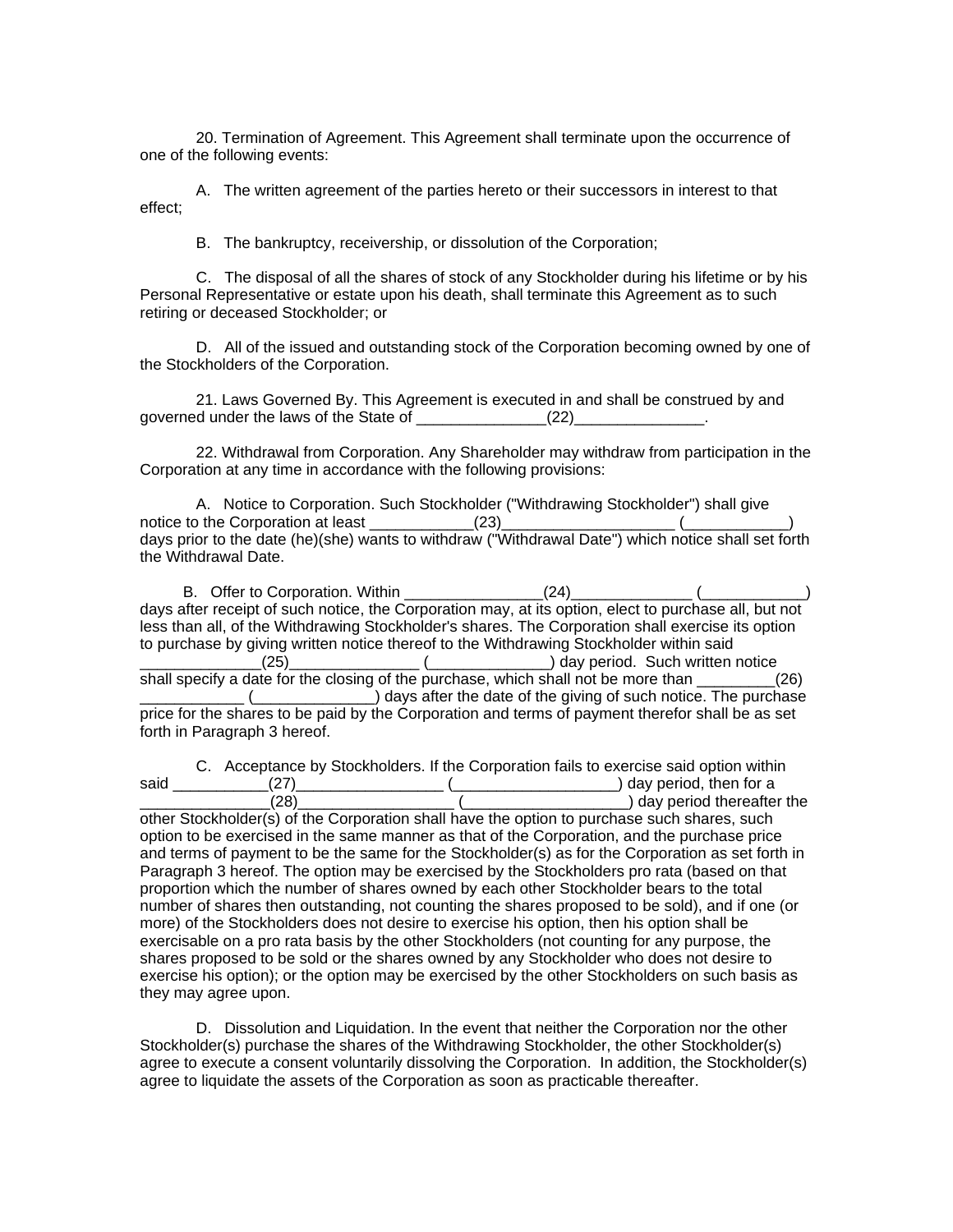20. Termination of Agreement. This Agreement shall terminate upon the occurrence of one of the following events:

A. The written agreement of the parties hereto or their successors in interest to that effect;

B. The bankruptcy, receivership, or dissolution of the Corporation;

C. The disposal of all the shares of stock of any Stockholder during his lifetime or by his Personal Representative or estate upon his death, shall terminate this Agreement as to such retiring or deceased Stockholder; or

D. All of the issued and outstanding stock of the Corporation becoming owned by one of the Stockholders of the Corporation.

21. Laws Governed By. This Agreement is executed in and shall be construed by and governed under the laws of the State of _______________(22)_______________.

22. Withdrawal from Corporation. Any Shareholder may withdraw from participation in the Corporation at any time in accordance with the following provisions:

A. Notice to Corporation. Such Stockholder ("Withdrawing Stockholder") shall give notice to the Corporation at least ____________(23)____________________ (____________) days prior to the date (he)(she) wants to withdraw ("Withdrawal Date") which notice shall set forth the Withdrawal Date.

B. Offer to Corporation. Within ________________(24)______________ (____________) days after receipt of such notice, the Corporation may, at its option, elect to purchase all, but not less than all, of the Withdrawing Stockholder's shares. The Corporation shall exercise its option to purchase by giving written notice thereof to the Withdrawing Stockholder within said ______________(25)_______________ (______________) day period. Such written notice shall specify a date for the closing of the purchase, which shall not be more than _________(26) ____________ (______________) days after the date of the giving of such notice. The purchase price for the shares to be paid by the Corporation and terms of payment therefor shall be as set forth in Paragraph 3 hereof.

C. Acceptance by Stockholders. If the Corporation fails to exercise said option within said ___________(27)_________________ (___________________) day period, then for a ______________(28)__________________ (___________________) day period thereafter the other Stockholder(s) of the Corporation shall have the option to purchase such shares, such option to be exercised in the same manner as that of the Corporation, and the purchase price and terms of payment to be the same for the Stockholder(s) as for the Corporation as set forth in Paragraph 3 hereof. The option may be exercised by the Stockholders pro rata (based on that proportion which the number of shares owned by each other Stockholder bears to the total number of shares then outstanding, not counting the shares proposed to be sold), and if one (or more) of the Stockholders does not desire to exercise his option, then his option shall be exercisable on a pro rata basis by the other Stockholders (not counting for any purpose, the shares proposed to be sold or the shares owned by any Stockholder who does not desire to exercise his option); or the option may be exercised by the other Stockholders on such basis as they may agree upon.

D. Dissolution and Liquidation. In the event that neither the Corporation nor the other Stockholder(s) purchase the shares of the Withdrawing Stockholder, the other Stockholder(s) agree to execute a consent voluntarily dissolving the Corporation. In addition, the Stockholder(s) agree to liquidate the assets of the Corporation as soon as practicable thereafter.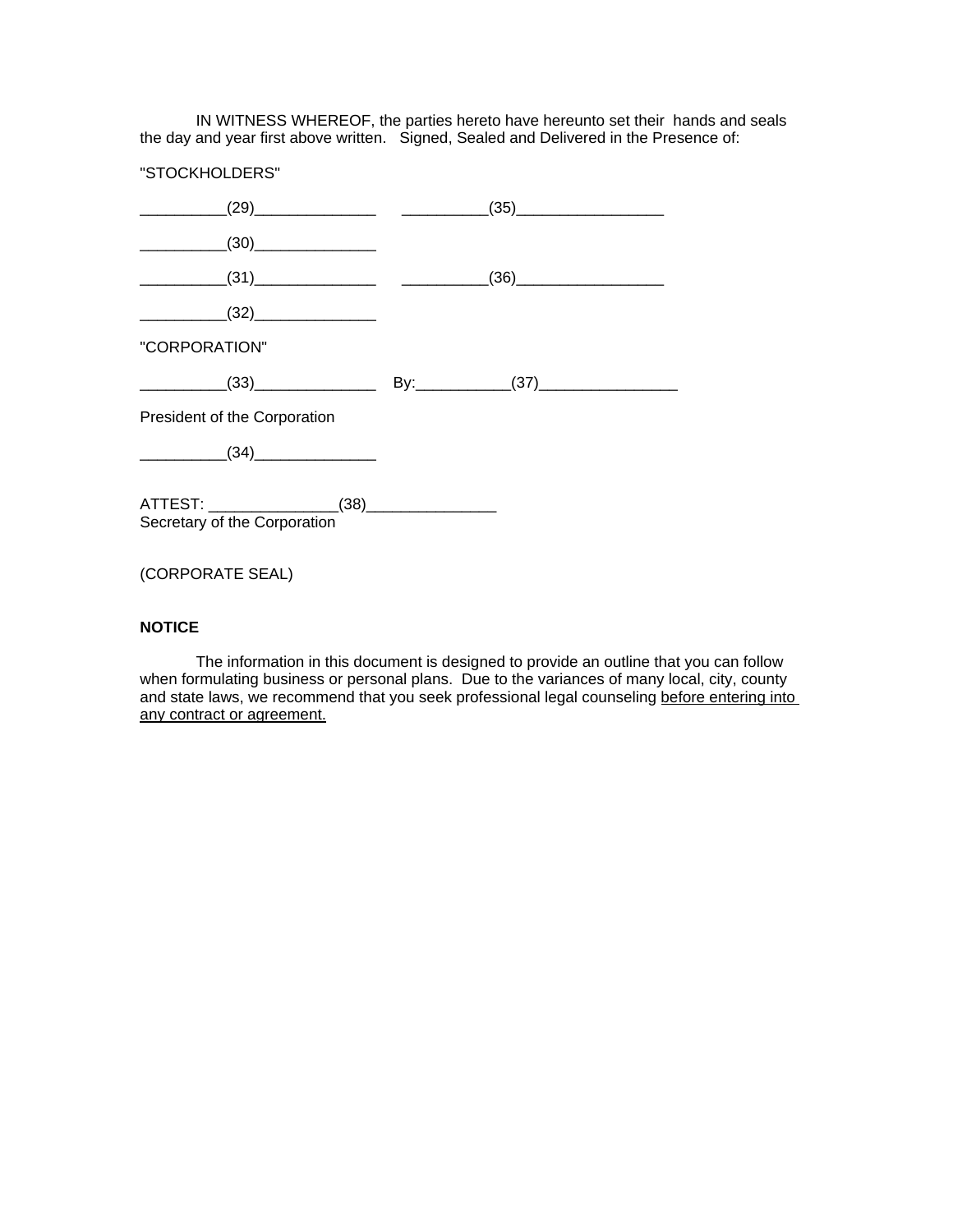IN WITNESS WHEREOF, the parties hereto have hereunto set their hands and seals the day and year first above written. Signed, Sealed and Delivered in the Presence of:

"STOCKHOLDERS"

__________(29)______________ __________(35)_________________

__________(30)______________

__________(31)______________ __________(36)_________________

__________(32)______________

"CORPORATION"

__________(33)______________ By:___________(37)________________

President of the Corporation

__________(34)______________

ATTEST: _______________(38)_______________
Secretary of the Corporation

(CORPORATE SEAL)

**NOTICE**

The information in this document is designed to provide an outline that you can follow when formulating business or personal plans. Due to the variances of many local, city, county and state laws, we recommend that you seek professional legal counseling <u>before entering into any contract or agreement.</u>